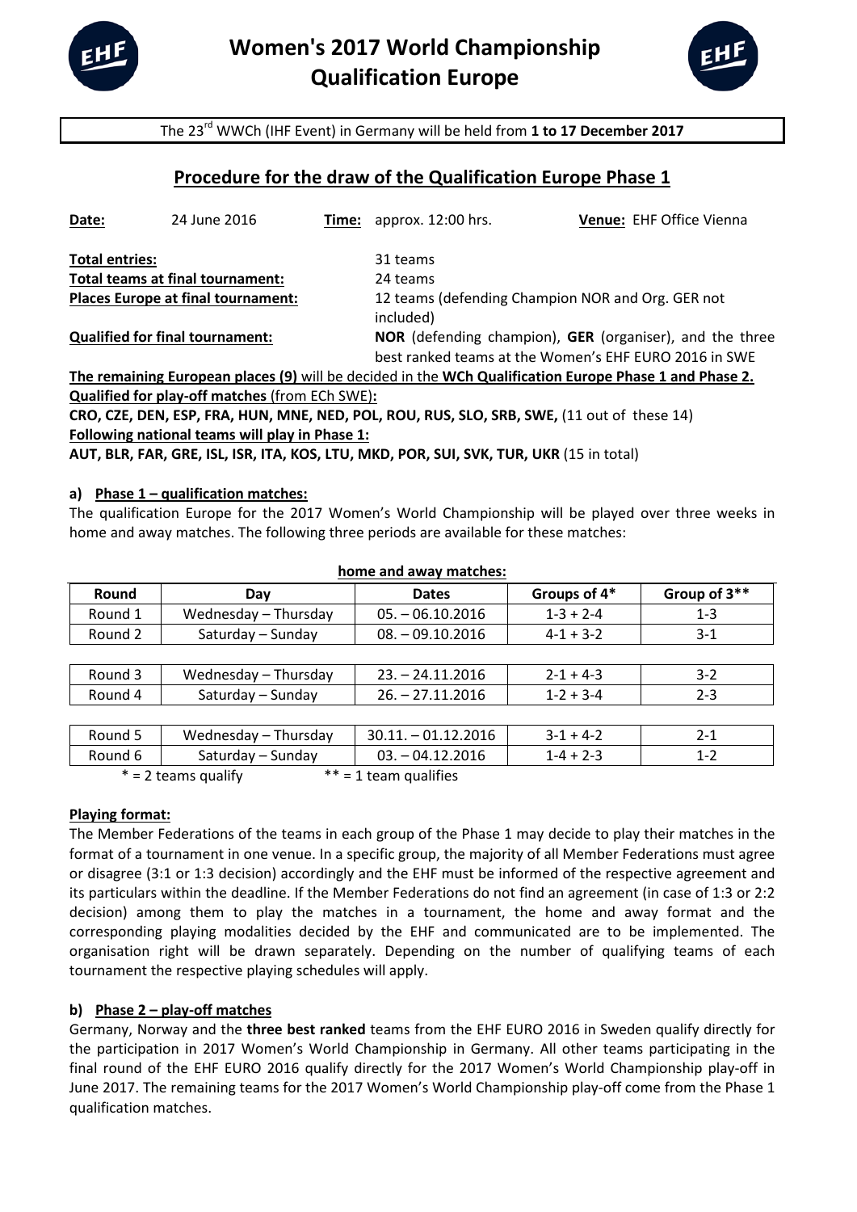# Women's 2017 World Championship Qualification Europe

The 23rd WWCh (IHF Event) in Germany will be held from **1 to 17 December 2017**

## Procedure for the draw of the Qualification Europe Phase 1

**Date:** 24 June 2016 **Time:** approx. 12:00 hrs. **Venue:** EHF Office Vienna

**Total entries:** 31 teams
**Total teams at final tournament:** 24 teams
**Places Europe at final tournament:** 12 teams (defending Champion NOR and Org. GER not included)
**Qualified for final tournament:** **NOR** (defending champion), **GER** (organiser), and the three best ranked teams at the Women's EHF EURO 2016 in SWE

**The remaining European places (9)** will be decided in the **WCh Qualification Europe Phase 1 and Phase 2.**

**Qualified for play-off matches** (from ECh SWE)**:**
**CRO, CZE, DEN, ESP, FRA, HUN, MNE, NED, POL, ROU, RUS, SLO, SRB, SWE,** (11 out of these 14)

**Following national teams will play in Phase 1:**
**AUT, BLR, FAR, GRE, ISL, ISR, ITA, KOS, LTU, MKD, POR, SUI, SVK, TUR, UKR** (15 in total)

### a) Phase 1 – qualification matches:

The qualification Europe for the 2017 Women's World Championship will be played over three weeks in home and away matches. The following three periods are available for these matches:

**home and away matches:**

| Round | Day | Dates | Groups of 4* | Group of 3** |
|---|---|---|---|---|
| Round 1 | Wednesday – Thursday | 05. – 06.10.2016 | 1-3 + 2-4 | 1-3 |
| Round 2 | Saturday – Sunday | 08. – 09.10.2016 | 4-1 + 3-2 | 3-1 |
| Round 3 | Wednesday – Thursday | 23. – 24.11.2016 | 2-1 + 4-3 | 3-2 |
| Round 4 | Saturday – Sunday | 26. – 27.11.2016 | 1-2 + 3-4 | 2-3 |
| Round 5 | Wednesday – Thursday | 30.11. – 01.12.2016 | 3-1 + 4-2 | 2-1 |
| Round 6 | Saturday – Sunday | 03. – 04.12.2016 | 1-4 + 2-3 | 1-2 |

* = 2 teams qualify ** = 1 team qualifies

**Playing format:**

The Member Federations of the teams in each group of the Phase 1 may decide to play their matches in the format of a tournament in one venue. In a specific group, the majority of all Member Federations must agree or disagree (3:1 or 1:3 decision) accordingly and the EHF must be informed of the respective agreement and its particulars within the deadline. If the Member Federations do not find an agreement (in case of 1:3 or 2:2 decision) among them to play the matches in a tournament, the home and away format and the corresponding playing modalities decided by the EHF and communicated are to be implemented. The organisation right will be drawn separately. Depending on the number of qualifying teams of each tournament the respective playing schedules will apply.

### b) Phase 2 – play-off matches

Germany, Norway and the **three best ranked** teams from the EHF EURO 2016 in Sweden qualify directly for the participation in 2017 Women's World Championship in Germany. All other teams participating in the final round of the EHF EURO 2016 qualify directly for the 2017 Women's World Championship play-off in June 2017. The remaining teams for the 2017 Women's World Championship play-off come from the Phase 1 qualification matches.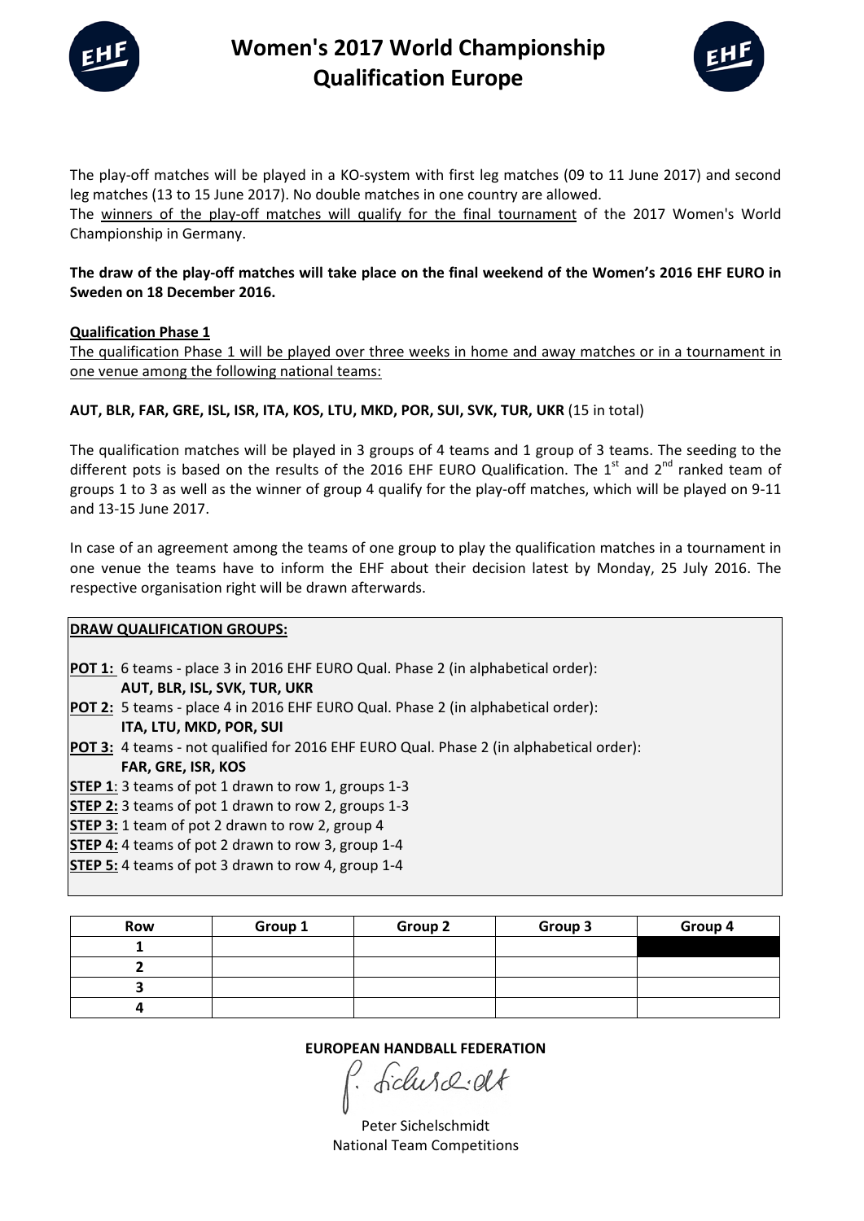# Women's 2017 World Championship Qualification Europe

The play-off matches will be played in a KO-system with first leg matches (09 to 11 June 2017) and second leg matches (13 to 15 June 2017). No double matches in one country are allowed.
The winners of the play-off matches will qualify for the final tournament of the 2017 Women's World Championship in Germany.

**The draw of the play-off matches will take place on the final weekend of the Women's 2016 EHF EURO in Sweden on 18 December 2016.**

**Qualification Phase 1**

The qualification Phase 1 will be played over three weeks in home and away matches or in a tournament in one venue among the following national teams:

**AUT, BLR, FAR, GRE, ISL, ISR, ITA, KOS, LTU, MKD, POR, SUI, SVK, TUR, UKR** (15 in total)

The qualification matches will be played in 3 groups of 4 teams and 1 group of 3 teams. The seeding to the different pots is based on the results of the 2016 EHF EURO Qualification. The 1st and 2nd ranked team of groups 1 to 3 as well as the winner of group 4 qualify for the play-off matches, which will be played on 9-11 and 13-15 June 2017.

In case of an agreement among the teams of one group to play the qualification matches in a tournament in one venue the teams have to inform the EHF about their decision latest by Monday, 25 July 2016. The respective organisation right will be drawn afterwards.

**DRAW QUALIFICATION GROUPS:**

**POT 1:** 6 teams - place 3 in 2016 EHF EURO Qual. Phase 2 (in alphabetical order):
**AUT, BLR, ISL, SVK, TUR, UKR**

**POT 2:** 5 teams - place 4 in 2016 EHF EURO Qual. Phase 2 (in alphabetical order):
**ITA, LTU, MKD, POR, SUI**

**POT 3:** 4 teams - not qualified for 2016 EHF EURO Qual. Phase 2 (in alphabetical order):
**FAR, GRE, ISR, KOS**

**STEP 1**: 3 teams of pot 1 drawn to row 1, groups 1-3
**STEP 2:** 3 teams of pot 1 drawn to row 2, groups 1-3
**STEP 3:** 1 team of pot 2 drawn to row 2, group 4
**STEP 4:** 4 teams of pot 2 drawn to row 3, group 1-4
**STEP 5:** 4 teams of pot 3 drawn to row 4, group 1-4

| Row | Group 1 | Group 2 | Group 3 | Group 4 |
|---|---|---|---|---|
| 1 | | | | |
| 2 | | | | |
| 3 | | | | |
| 4 | | | | |

**EUROPEAN HANDBALL FEDERATION**

Peter Sichelschmidt
National Team Competitions